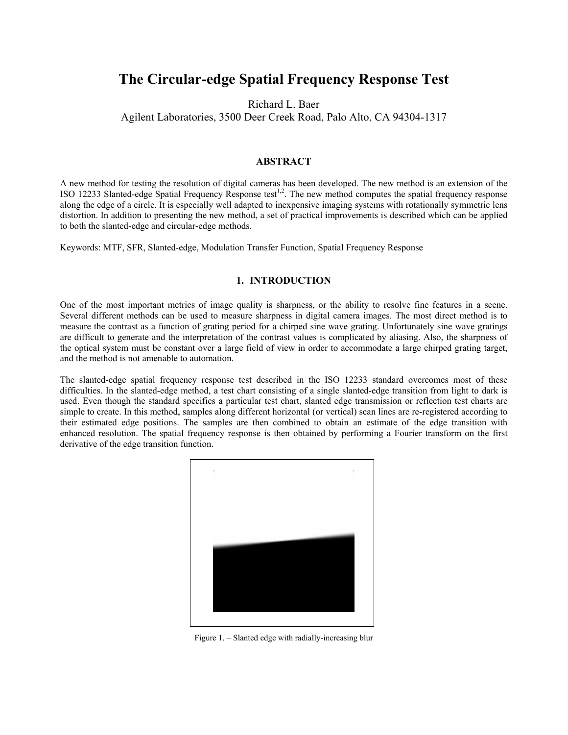# The Circular-edge Spatial Frequency Response Test

Richard L. Baer
Agilent Laboratories, 3500 Deer Creek Road, Palo Alto, CA 94304-1317

## ABSTRACT

A new method for testing the resolution of digital cameras has been developed. The new method is an extension of the ISO 12233 Slanted-edge Spatial Frequency Response test[1,2]. The new method computes the spatial frequency response along the edge of a circle. It is especially well adapted to inexpensive imaging systems with rotationally symmetric lens distortion. In addition to presenting the new method, a set of practical improvements is described which can be applied to both the slanted-edge and circular-edge methods.

Keywords: MTF, SFR, Slanted-edge, Modulation Transfer Function, Spatial Frequency Response

## 1. INTRODUCTION

One of the most important metrics of image quality is sharpness, or the ability to resolve fine features in a scene. Several different methods can be used to measure sharpness in digital camera images. The most direct method is to measure the contrast as a function of grating period for a chirped sine wave grating. Unfortunately sine wave gratings are difficult to generate and the interpretation of the contrast values is complicated by aliasing. Also, the sharpness of the optical system must be constant over a large field of view in order to accommodate a large chirped grating target, and the method is not amenable to automation.

The slanted-edge spatial frequency response test described in the ISO 12233 standard overcomes most of these difficulties. In the slanted-edge method, a test chart consisting of a single slanted-edge transition from light to dark is used. Even though the standard specifies a particular test chart, slanted edge transmission or reflection test charts are simple to create. In this method, samples along different horizontal (or vertical) scan lines are re-registered according to their estimated edge positions. The samples are then combined to obtain an estimate of the edge transition with enhanced resolution. The spatial frequency response is then obtained by performing a Fourier transform on the first derivative of the edge transition function.

Figure 1. – Slanted edge with radially-increasing blur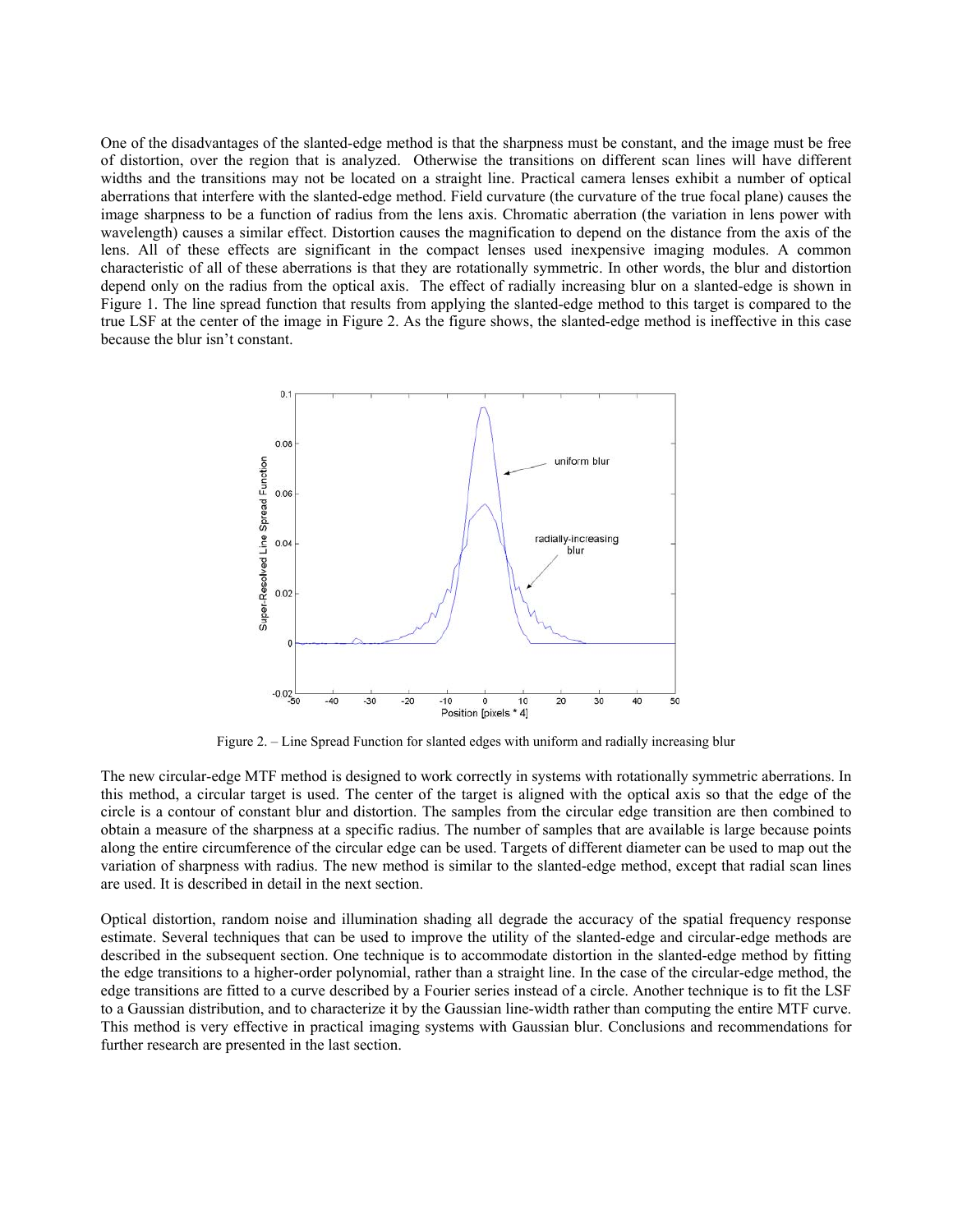One of the disadvantages of the slanted-edge method is that the sharpness must be constant, and the image must be free of distortion, over the region that is analyzed. Otherwise the transitions on different scan lines will have different widths and the transitions may not be located on a straight line. Practical camera lenses exhibit a number of optical aberrations that interfere with the slanted-edge method. Field curvature (the curvature of the true focal plane) causes the image sharpness to be a function of radius from the lens axis. Chromatic aberration (the variation in lens power with wavelength) causes a similar effect. Distortion causes the magnification to depend on the distance from the axis of the lens. All of these effects are significant in the compact lenses used inexpensive imaging modules. A common characteristic of all of these aberrations is that they are rotationally symmetric. In other words, the blur and distortion depend only on the radius from the optical axis. The effect of radially increasing blur on a slanted-edge is shown in Figure 1. The line spread function that results from applying the slanted-edge method to this target is compared to the true LSF at the center of the image in Figure 2. As the figure shows, the slanted-edge method is ineffective in this case because the blur isn't constant.

Super-Resolved Line Spread Function

0.1
0.08
0.06
0.04
0.02
0
-0.02

-50 -40 -30 -20 -10 0 10 20 30 40 50

Position [pixels * 4]

uniform blur

radially-increasing blur

Figure 2. – Line Spread Function for slanted edges with uniform and radially increasing blur

The new circular-edge MTF method is designed to work correctly in systems with rotationally symmetric aberrations. In this method, a circular target is used. The center of the target is aligned with the optical axis so that the edge of the circle is a contour of constant blur and distortion. The samples from the circular edge transition are then combined to obtain a measure of the sharpness at a specific radius. The number of samples that are available is large because points along the entire circumference of the circular edge can be used. Targets of different diameter can be used to map out the variation of sharpness with radius. The new method is similar to the slanted-edge method, except that radial scan lines are used. It is described in detail in the next section.

Optical distortion, random noise and illumination shading all degrade the accuracy of the spatial frequency response estimate. Several techniques that can be used to improve the utility of the slanted-edge and circular-edge methods are described in the subsequent section. One technique is to accommodate distortion in the slanted-edge method by fitting the edge transitions to a higher-order polynomial, rather than a straight line. In the case of the circular-edge method, the edge transitions are fitted to a curve described by a Fourier series instead of a circle. Another technique is to fit the LSF to a Gaussian distribution, and to characterize it by the Gaussian line-width rather than computing the entire MTF curve. This method is very effective in practical imaging systems with Gaussian blur. Conclusions and recommendations for further research are presented in the last section.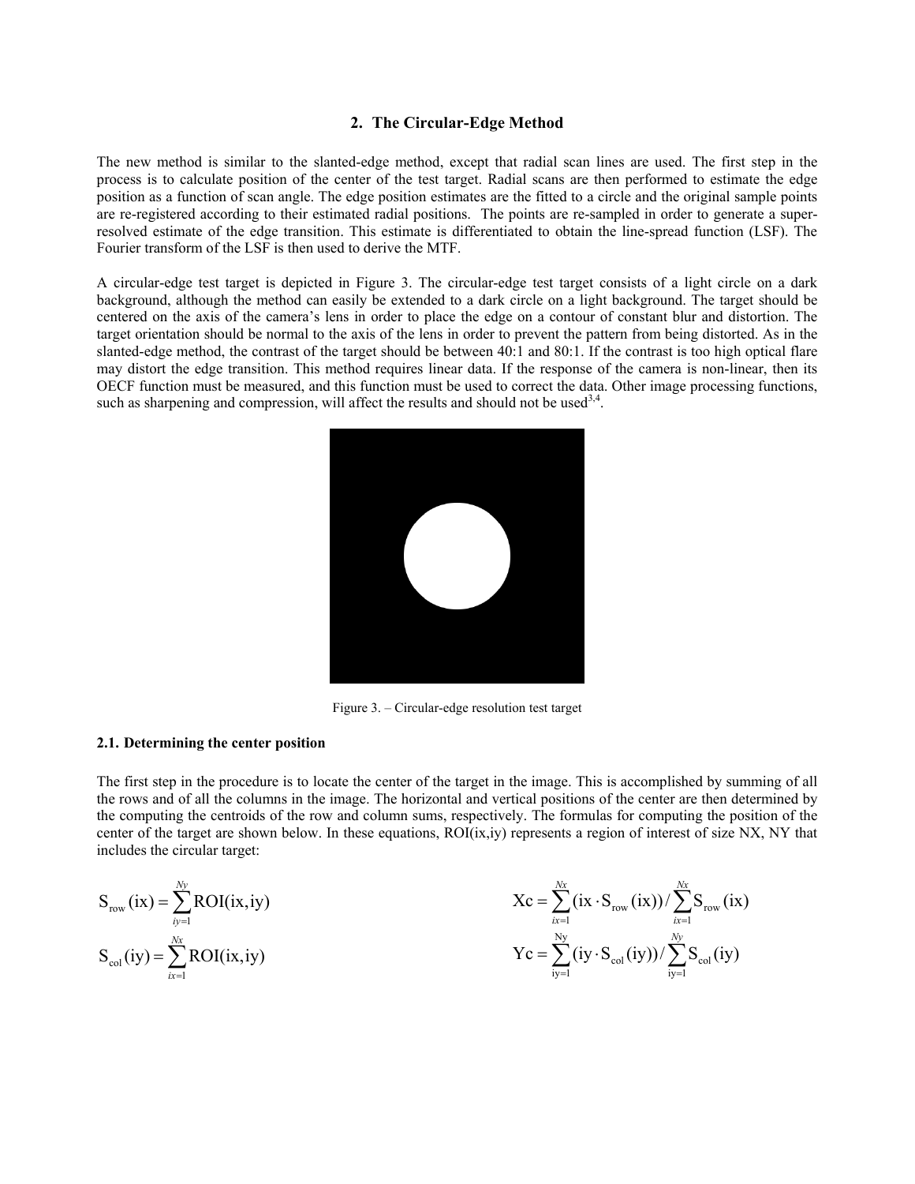## 2. The Circular-Edge Method

The new method is similar to the slanted-edge method, except that radial scan lines are used. The first step in the process is to calculate position of the center of the test target. Radial scans are then performed to estimate the edge position as a function of scan angle. The edge position estimates are the fitted to a circle and the original sample points are re-registered according to their estimated radial positions. The points are re-sampled in order to generate a super-resolved estimate of the edge transition. This estimate is differentiated to obtain the line-spread function (LSF). The Fourier transform of the LSF is then used to derive the MTF.

A circular-edge test target is depicted in Figure 3. The circular-edge test target consists of a light circle on a dark background, although the method can easily be extended to a dark circle on a light background. The target should be centered on the axis of the camera's lens in order to place the edge on a contour of constant blur and distortion. The target orientation should be normal to the axis of the lens in order to prevent the pattern from being distorted. As in the slanted-edge method, the contrast of the target should be between 40:1 and 80:1. If the contrast is too high optical flare may distort the edge transition. This method requires linear data. If the response of the camera is non-linear, then its OECF function must be measured, and this function must be used to correct the data. Other image processing functions, such as sharpening and compression, will affect the results and should not be used[3,4].

Figure 3. – Circular-edge resolution test target

### 2.1. Determining the center position

The first step in the procedure is to locate the center of the target in the image. This is accomplished by summing of all the rows and of all the columns in the image. The horizontal and vertical positions of the center are then determined by the computing the centroids of the row and column sums, respectively. The formulas for computing the position of the center of the target are shown below. In these equations, ROI(ix,iy) represents a region of interest of size NX, NY that includes the circular target:

$$S_{row}(ix) = \sum_{iy=1}^{Ny} ROI(ix,iy)$$

$$S_{col}(iy) = \sum_{ix=1}^{Nx} ROI(ix,iy)$$

$$Xc = \sum_{ix=1}^{Nx} (ix \cdot S_{row}(ix)) / \sum_{ix=1}^{Nx} S_{row}(ix)$$

$$Yc = \sum_{iy=1}^{Ny} (iy \cdot S_{col}(iy)) / \sum_{iy=1}^{Ny} S_{col}(iy)$$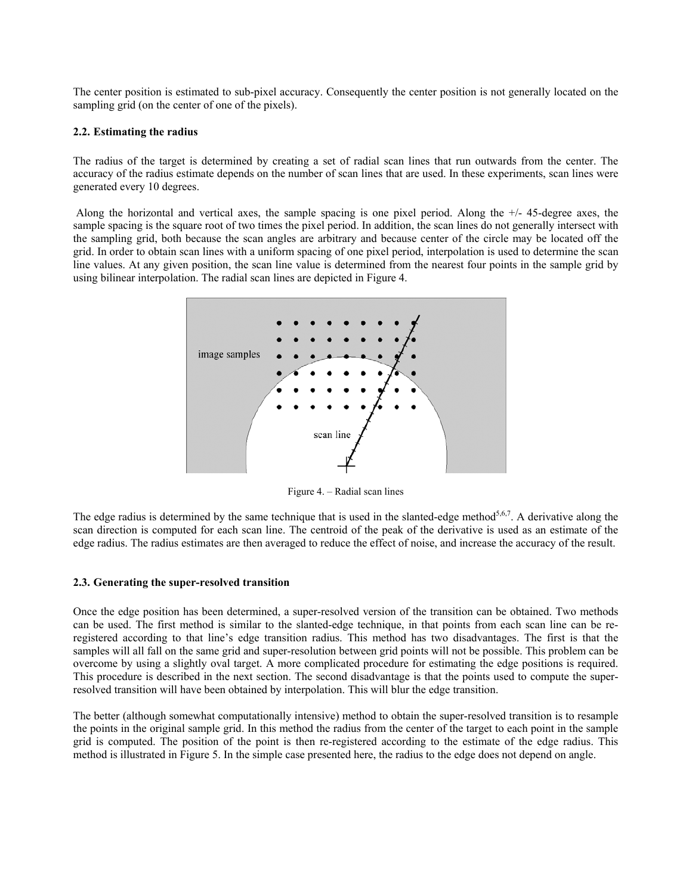The center position is estimated to sub-pixel accuracy. Consequently the center position is not generally located on the sampling grid (on the center of one of the pixels).

### 2.2. Estimating the radius

The radius of the target is determined by creating a set of radial scan lines that run outwards from the center. The accuracy of the radius estimate depends on the number of scan lines that are used. In these experiments, scan lines were generated every 10 degrees.

Along the horizontal and vertical axes, the sample spacing is one pixel period. Along the +/- 45-degree axes, the sample spacing is the square root of two times the pixel period. In addition, the scan lines do not generally intersect with the sampling grid, both because the scan angles are arbitrary and because center of the circle may be located off the grid. In order to obtain scan lines with a uniform spacing of one pixel period, interpolation is used to determine the scan line values. At any given position, the scan line value is determined from the nearest four points in the sample grid by using bilinear interpolation. The radial scan lines are depicted in Figure 4.

Figure 4. – Radial scan lines

The edge radius is determined by the same technique that is used in the slanted-edge method[5,6,7]. A derivative along the scan direction is computed for each scan line. The centroid of the peak of the derivative is used as an estimate of the edge radius. The radius estimates are then averaged to reduce the effect of noise, and increase the accuracy of the result.

### 2.3. Generating the super-resolved transition

Once the edge position has been determined, a super-resolved version of the transition can be obtained. Two methods can be used. The first method is similar to the slanted-edge technique, in that points from each scan line can be re-registered according to that line's edge transition radius. This method has two disadvantages. The first is that the samples will all fall on the same grid and super-resolution between grid points will not be possible. This problem can be overcome by using a slightly oval target. A more complicated procedure for estimating the edge positions is required. This procedure is described in the next section. The second disadvantage is that the points used to compute the super-resolved transition will have been obtained by interpolation. This will blur the edge transition.

The better (although somewhat computationally intensive) method to obtain the super-resolved transition is to resample the points in the original sample grid. In this method the radius from the center of the target to each point in the sample grid is computed. The position of the point is then re-registered according to the estimate of the edge radius. This method is illustrated in Figure 5. In the simple case presented here, the radius to the edge does not depend on angle.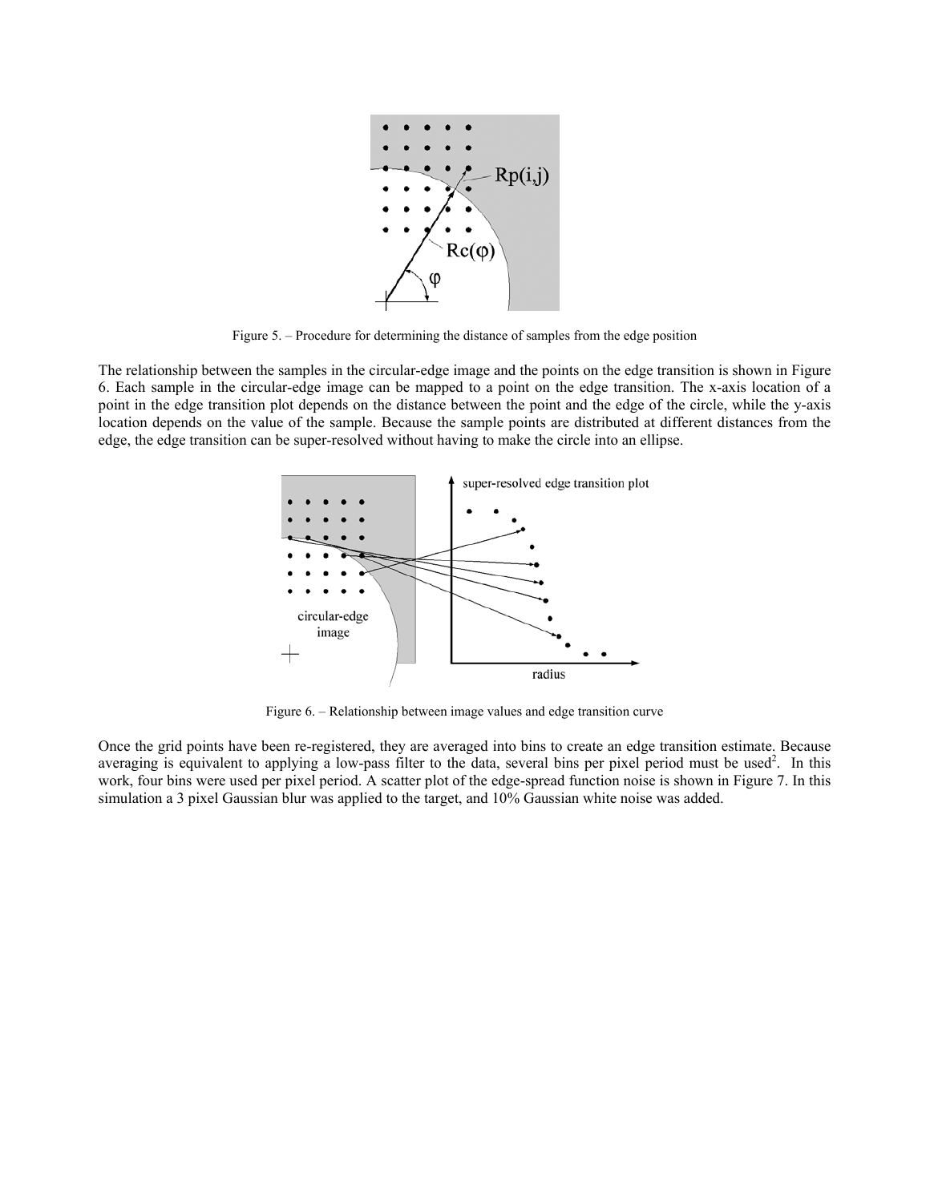Figure 5. – Procedure for determining the distance of samples from the edge position

The relationship between the samples in the circular-edge image and the points on the edge transition is shown in Figure 6. Each sample in the circular-edge image can be mapped to a point on the edge transition. The x-axis location of a point in the edge transition plot depends on the distance between the point and the edge of the circle, while the y-axis location depends on the value of the sample. Because the sample points are distributed at different distances from the edge, the edge transition can be super-resolved without having to make the circle into an ellipse.

Figure 6. – Relationship between image values and edge transition curve

Once the grid points have been re-registered, they are averaged into bins to create an edge transition estimate. Because averaging is equivalent to applying a low-pass filter to the data, several bins per pixel period must be used[2]. In this work, four bins were used per pixel period. A scatter plot of the edge-spread function noise is shown in Figure 7. In this simulation a 3 pixel Gaussian blur was applied to the target, and 10% Gaussian white noise was added.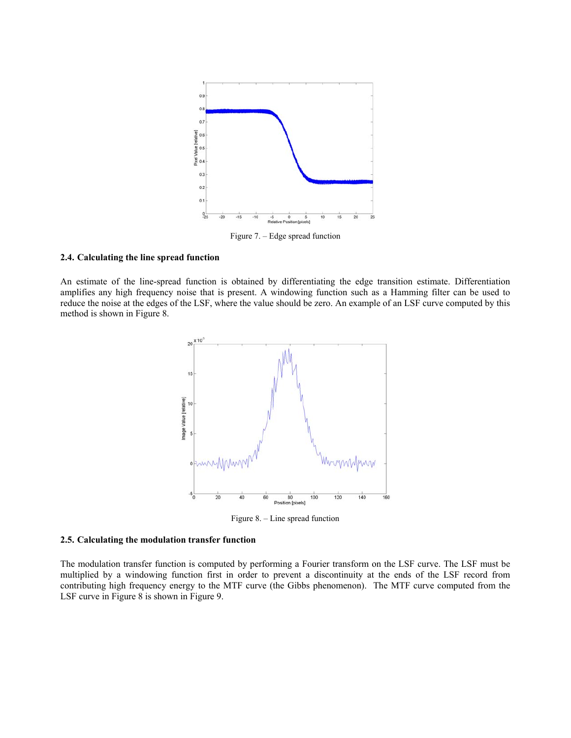Figure 7. – Edge spread function

### 2.4. Calculating the line spread function

An estimate of the line-spread function is obtained by differentiating the edge transition estimate. Differentiation amplifies any high frequency noise that is present. A windowing function such as a Hamming filter can be used to reduce the noise at the edges of the LSF, where the value should be zero. An example of an LSF curve computed by this method is shown in Figure 8.

Figure 8. – Line spread function

### 2.5. Calculating the modulation transfer function

The modulation transfer function is computed by performing a Fourier transform on the LSF curve. The LSF must be multiplied by a windowing function first in order to prevent a discontinuity at the ends of the LSF record from contributing high frequency energy to the MTF curve (the Gibbs phenomenon). The MTF curve computed from the LSF curve in Figure 8 is shown in Figure 9.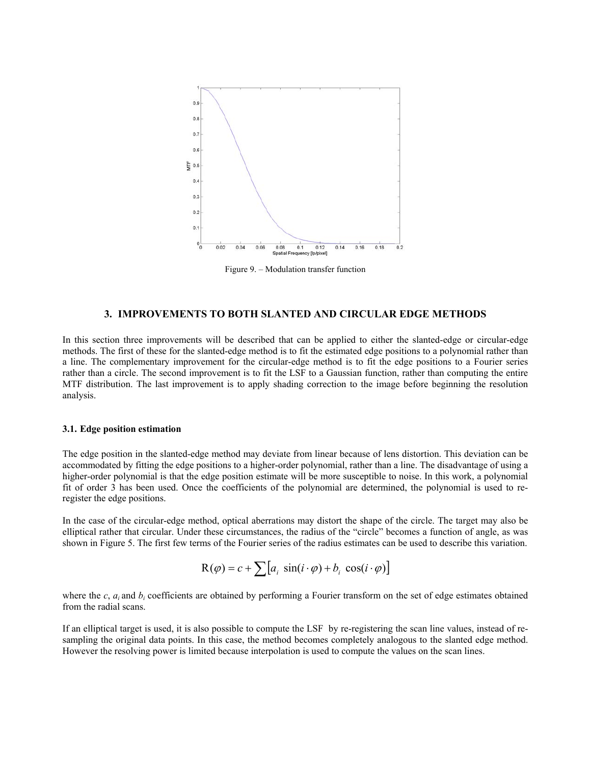Figure 9. – Modulation transfer function

## 3. IMPROVEMENTS TO BOTH SLANTED AND CIRCULAR EDGE METHODS

In this section three improvements will be described that can be applied to either the slanted-edge or circular-edge methods. The first of these for the slanted-edge method is to fit the estimated edge positions to a polynomial rather than a line. The complementary improvement for the circular-edge method is to fit the edge positions to a Fourier series rather than a circle. The second improvement is to fit the LSF to a Gaussian function, rather than computing the entire MTF distribution. The last improvement is to apply shading correction to the image before beginning the resolution analysis.

### 3.1. Edge position estimation

The edge position in the slanted-edge method may deviate from linear because of lens distortion. This deviation can be accommodated by fitting the edge positions to a higher-order polynomial, rather than a line. The disadvantage of using a higher-order polynomial is that the edge position estimate will be more susceptible to noise. In this work, a polynomial fit of order 3 has been used. Once the coefficients of the polynomial are determined, the polynomial is used to re-register the edge positions.

In the case of the circular-edge method, optical aberrations may distort the shape of the circle. The target may also be elliptical rather that circular. Under these circumstances, the radius of the "circle" becomes a function of angle, as was shown in Figure 5. The first few terms of the Fourier series of the radius estimates can be used to describe this variation.

$$\mathrm{R}(\varphi) = c + \sum \left[ a_i \ \sin(i \cdot \varphi) + b_i \ \cos(i \cdot \varphi) \right]$$

where the $c$, $a_i$ and $b_i$ coefficients are obtained by performing a Fourier transform on the set of edge estimates obtained from the radial scans.

If an elliptical target is used, it is also possible to compute the LSF by re-registering the scan line values, instead of re-sampling the original data points. In this case, the method becomes completely analogous to the slanted edge method. However the resolving power is limited because interpolation is used to compute the values on the scan lines.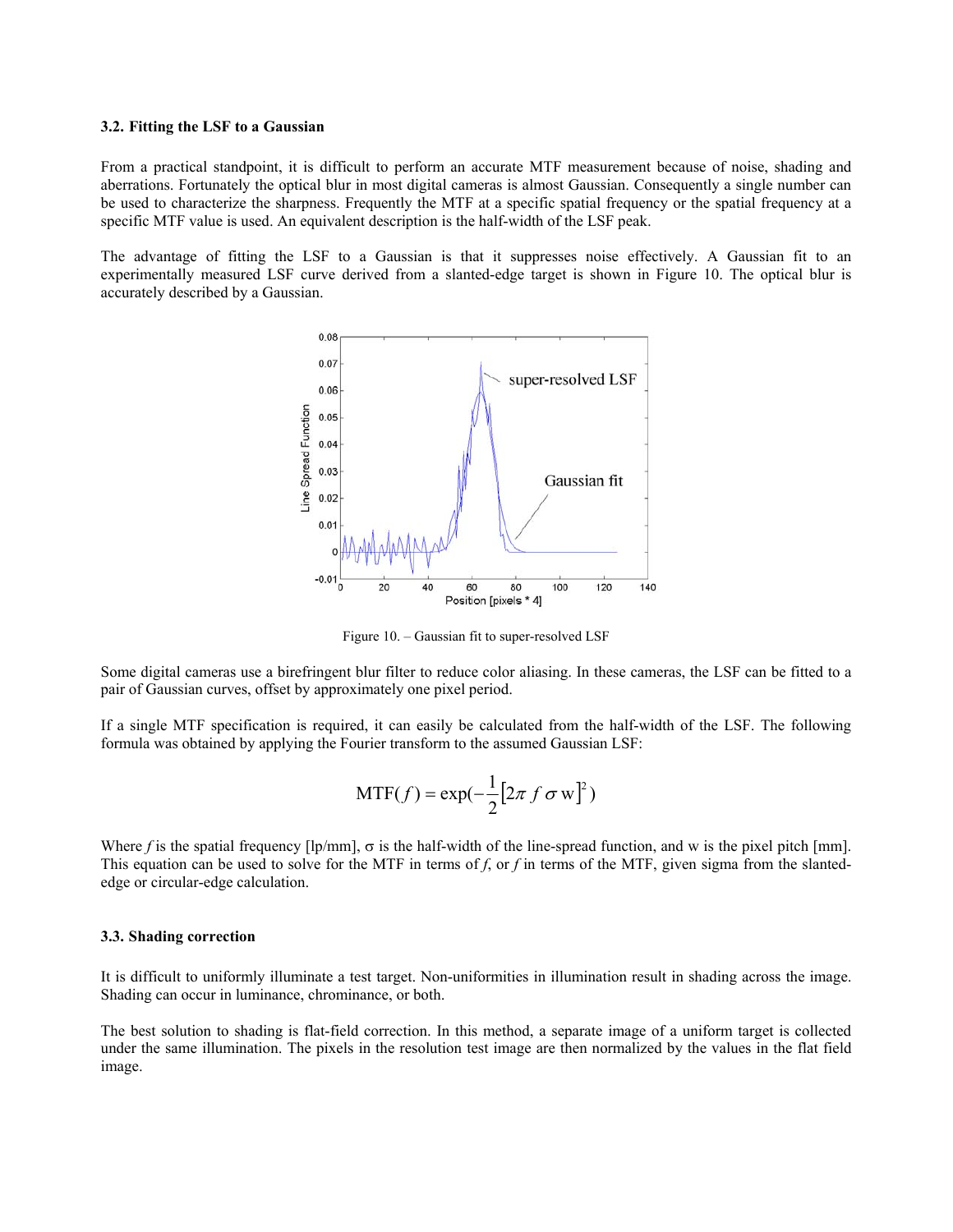### 3.2. Fitting the LSF to a Gaussian

From a practical standpoint, it is difficult to perform an accurate MTF measurement because of noise, shading and aberrations. Fortunately the optical blur in most digital cameras is almost Gaussian. Consequently a single number can be used to characterize the sharpness. Frequently the MTF at a specific spatial frequency or the spatial frequency at a specific MTF value is used. An equivalent description is the half-width of the LSF peak.

The advantage of fitting the LSF to a Gaussian is that it suppresses noise effectively. A Gaussian fit to an experimentally measured LSF curve derived from a slanted-edge target is shown in Figure 10. The optical blur is accurately described by a Gaussian.

Figure 10. – Gaussian fit to super-resolved LSF

Some digital cameras use a birefringent blur filter to reduce color aliasing. In these cameras, the LSF can be fitted to a pair of Gaussian curves, offset by approximately one pixel period.

If a single MTF specification is required, it can easily be calculated from the half-width of the LSF. The following formula was obtained by applying the Fourier transform to the assumed Gaussian LSF:

$$\mathrm{MTF}(f) = \exp(-\frac{1}{2}\left[2\pi\, f\, \sigma\, \mathrm{w}\right]^2)$$

Where $f$ is the spatial frequency [lp/mm], $\sigma$ is the half-width of the line-spread function, and w is the pixel pitch [mm]. This equation can be used to solve for the MTF in terms of $f$, or $f$ in terms of the MTF, given sigma from the slanted-edge or circular-edge calculation.

### 3.3. Shading correction

It is difficult to uniformly illuminate a test target. Non-uniformities in illumination result in shading across the image. Shading can occur in luminance, chrominance, or both.

The best solution to shading is flat-field correction. In this method, a separate image of a uniform target is collected under the same illumination. The pixels in the resolution test image are then normalized by the values in the flat field image.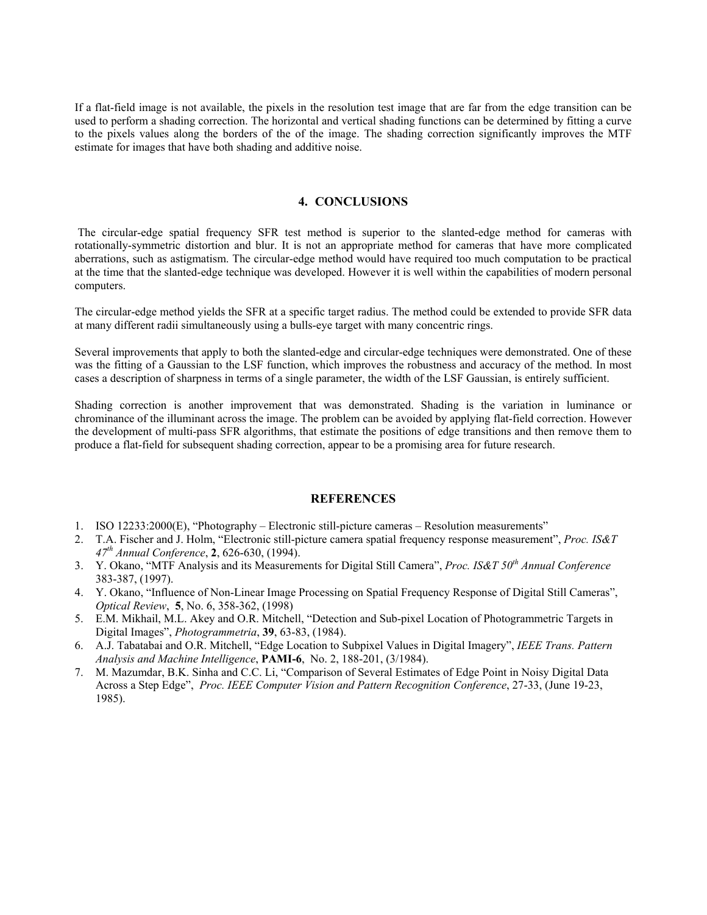If a flat-field image is not available, the pixels in the resolution test image that are far from the edge transition can be used to perform a shading correction. The horizontal and vertical shading functions can be determined by fitting a curve to the pixels values along the borders of the of the image. The shading correction significantly improves the MTF estimate for images that have both shading and additive noise.

## 4. CONCLUSIONS

The circular-edge spatial frequency SFR test method is superior to the slanted-edge method for cameras with rotationally-symmetric distortion and blur. It is not an appropriate method for cameras that have more complicated aberrations, such as astigmatism. The circular-edge method would have required too much computation to be practical at the time that the slanted-edge technique was developed. However it is well within the capabilities of modern personal computers.

The circular-edge method yields the SFR at a specific target radius. The method could be extended to provide SFR data at many different radii simultaneously using a bulls-eye target with many concentric rings.

Several improvements that apply to both the slanted-edge and circular-edge techniques were demonstrated. One of these was the fitting of a Gaussian to the LSF function, which improves the robustness and accuracy of the method. In most cases a description of sharpness in terms of a single parameter, the width of the LSF Gaussian, is entirely sufficient.

Shading correction is another improvement that was demonstrated. Shading is the variation in luminance or chrominance of the illuminant across the image. The problem can be avoided by applying flat-field correction. However the development of multi-pass SFR algorithms, that estimate the positions of edge transitions and then remove them to produce a flat-field for subsequent shading correction, appear to be a promising area for future research.

## REFERENCES

1. ISO 12233:2000(E), "Photography – Electronic still-picture cameras – Resolution measurements"
2. T.A. Fischer and J. Holm, "Electronic still-picture camera spatial frequency response measurement", *Proc. IS&T 47th Annual Conference*, **2**, 626-630, (1994).
3. Y. Okano, "MTF Analysis and its Measurements for Digital Still Camera", *Proc. IS&T 50th Annual Conference* 383-387, (1997).
4. Y. Okano, "Influence of Non-Linear Image Processing on Spatial Frequency Response of Digital Still Cameras", *Optical Review*, **5**, No. 6, 358-362, (1998)
5. E.M. Mikhail, M.L. Akey and O.R. Mitchell, "Detection and Sub-pixel Location of Photogrammetric Targets in Digital Images", *Photogrammetria*, **39**, 63-83, (1984).
6. A.J. Tabatabai and O.R. Mitchell, "Edge Location to Subpixel Values in Digital Imagery", *IEEE Trans. Pattern Analysis and Machine Intelligence*, **PAMI-6**, No. 2, 188-201, (3/1984).
7. M. Mazumdar, B.K. Sinha and C.C. Li, "Comparison of Several Estimates of Edge Point in Noisy Digital Data Across a Step Edge", *Proc. IEEE Computer Vision and Pattern Recognition Conference*, 27-33, (June 19-23, 1985).